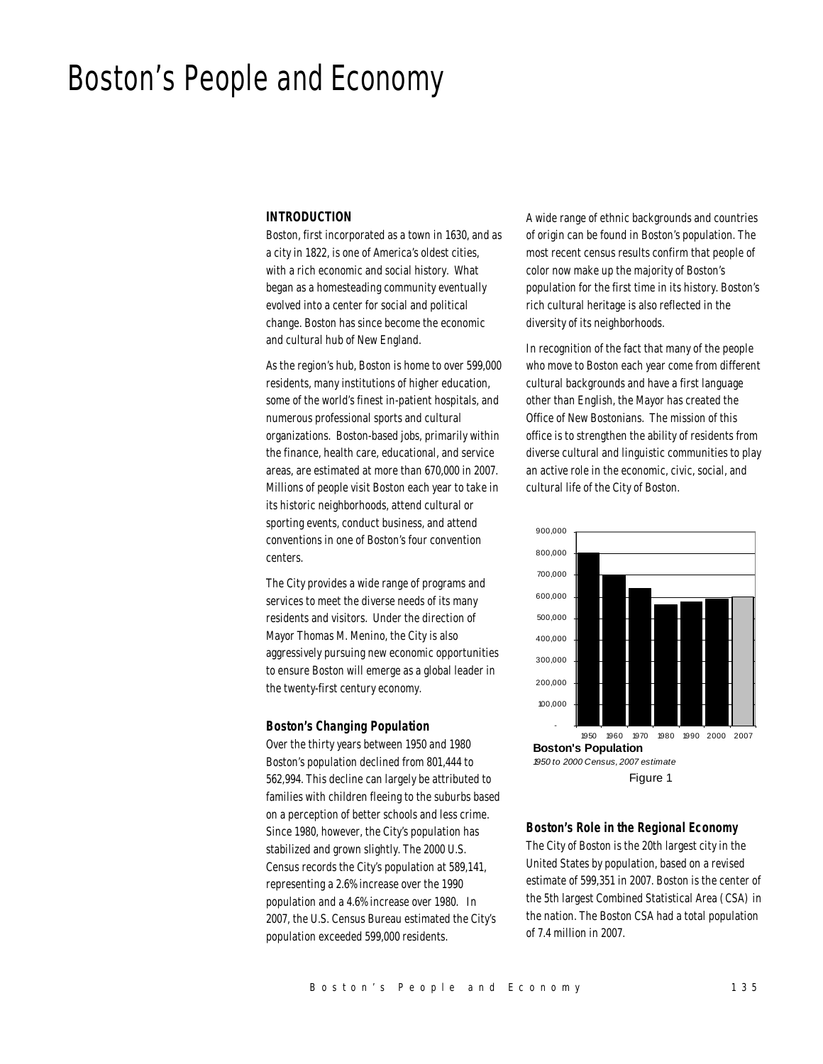# Boston's People and Economy

**INTRODUCTION**

Boston, first incorporated as a town in 1630, and as a city in 1822, is one of America's oldest cities, with a rich economic and social history. What began as a homesteading community eventually evolved into a center for social and political change. Boston has since become the economic and cultural hub of New England.

As the region's hub, Boston is home to over 599,000 residents, many institutions of higher education, some of the world's finest in-patient hospitals, and numerous professional sports and cultural organizations. Boston-based jobs, primarily within the finance, health care, educational, and service areas, are estimated at more than 670,000 in 2007. Millions of people visit Boston each year to take in its historic neighborhoods, attend cultural or sporting events, conduct business, and attend conventions in one of Boston's four convention centers.

The City provides a wide range of programs and services to meet the diverse needs of its many residents and visitors. Under the direction of Mayor Thomas M. Menino, the City is also aggressively pursuing new economic opportunities to ensure Boston will emerge as a global leader in the twenty-first century economy.

***Boston's Changing Population***

Over the thirty years between 1950 and 1980 Boston's population declined from 801,444 to 562,994. This decline can largely be attributed to families with children fleeing to the suburbs based on a perception of better schools and less crime. Since 1980, however, the City's population has stabilized and grown slightly. The 2000 U.S. Census records the City's population at 589,141, representing a 2.6% increase over the 1990 population and a 4.6% increase over 1980. In 2007, the U.S. Census Bureau estimated the City's population exceeded 599,000 residents.

A wide range of ethnic backgrounds and countries of origin can be found in Boston's population. The most recent census results confirm that people of color now make up the majority of Boston's population for the first time in its history. Boston's rich cultural heritage is also reflected in the diversity of its neighborhoods.

In recognition of the fact that many of the people who move to Boston each year come from different cultural backgrounds and have a first language other than English, the Mayor has created the Office of New Bostonians. The mission of this office is to strengthen the ability of residents from diverse cultural and linguistic communities to play an active role in the economic, civic, social, and cultural life of the City of Boston.

**Boston's Population**

*1950 to 2000 Census, 2007 estimate*

Figure 1

***Boston's Role in the Regional Economy***

The City of Boston is the 20th largest city in the United States by population, based on a revised estimate of 599,351 in 2007. Boston is the center of the 5th largest Combined Statistical Area (CSA) in the nation. The Boston CSA had a total population of 7.4 million in 2007.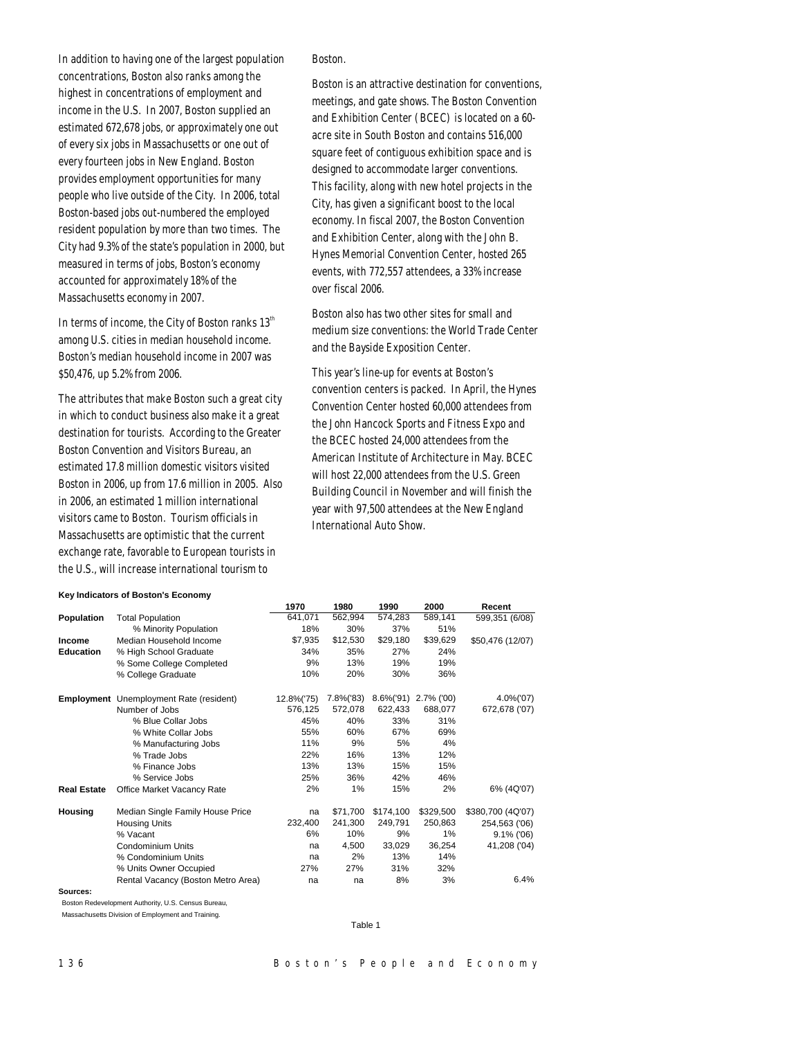In addition to having one of the largest population concentrations, Boston also ranks among the highest in concentrations of employment and income in the U.S. In 2007, Boston supplied an estimated 672,678 jobs, or approximately one out of every six jobs in Massachusetts or one out of every fourteen jobs in New England. Boston provides employment opportunities for many people who live outside of the City. In 2006, total Boston-based jobs out-numbered the employed resident population by more than two times. The City had 9.3% of the state's population in 2000, but measured in terms of jobs, Boston's economy accounted for approximately 18% of the Massachusetts economy in 2007.

In terms of income, the City of Boston ranks 13th among U.S. cities in median household income. Boston's median household income in 2007 was $50,476, up 5.2% from 2006.

The attributes that make Boston such a great city in which to conduct business also make it a great destination for tourists. According to the Greater Boston Convention and Visitors Bureau, an estimated 17.8 million domestic visitors visited Boston in 2006, up from 17.6 million in 2005. Also in 2006, an estimated 1 million international visitors came to Boston. Tourism officials in Massachusetts are optimistic that the current exchange rate, favorable to European tourists in the U.S., will increase international tourism to Boston.

Boston is an attractive destination for conventions, meetings, and gate shows. The Boston Convention and Exhibition Center (BCEC) is located on a 60-acre site in South Boston and contains 516,000 square feet of contiguous exhibition space and is designed to accommodate larger conventions. This facility, along with new hotel projects in the City, has given a significant boost to the local economy. In fiscal 2007, the Boston Convention and Exhibition Center, along with the John B. Hynes Memorial Convention Center, hosted 265 events, with 772,557 attendees, a 33% increase over fiscal 2006.

Boston also has two other sites for small and medium size conventions: the World Trade Center and the Bayside Exposition Center.

This year's line-up for events at Boston's convention centers is packed. In April, the Hynes Convention Center hosted 60,000 attendees from the John Hancock Sports and Fitness Expo and the BCEC hosted 24,000 attendees from the American Institute of Architecture in May. BCEC will host 22,000 attendees from the U.S. Green Building Council in November and will finish the year with 97,500 attendees at the New England International Auto Show.

**Key Indicators of Boston's Economy**

| | | 1970 | 1980 | 1990 | 2000 | Recent |
|---|---|---|---|---|---|---|
| **Population** | Total Population | 641,071 | 562,994 | 574,283 | 589,141 | 599,351 (6/08) |
| | % Minority Population | 18% | 30% | 37% | 51% | |
| **Income** | Median Household Income | $7,935 | $12,530 | $29,180 | $39,629 | $50,476 (12/07) |
| **Education** | % High School Graduate | 34% | 35% | 27% | 24% | |
| | % Some College Completed | 9% | 13% | 19% | 19% | |
| | % College Graduate | 10% | 20% | 30% | 36% | |
| **Employment** | Unemployment Rate (resident) | 12.8%('75) | 7.8%('83) | 8.6%('91) | 2.7% ('00) | 4.0%('07) |
| | Number of Jobs | 576,125 | 572,078 | 622,433 | 688,077 | 672,678 ('07) |
| | % Blue Collar Jobs | 45% | 40% | 33% | 31% | |
| | % White Collar Jobs | 55% | 60% | 67% | 69% | |
| | % Manufacturing Jobs | 11% | 9% | 5% | 4% | |
| | % Trade Jobs | 22% | 16% | 13% | 12% | |
| | % Finance Jobs | 13% | 13% | 15% | 15% | |
| | % Service Jobs | 25% | 36% | 42% | 46% | |
| **Real Estate** | Office Market Vacancy Rate | 2% | 1% | 15% | 2% | 6% (4Q'07) |
| **Housing** | Median Single Family House Price | na | $71,700 | $174,100 | $329,500 | $380,700 (4Q'07) |
| | Housing Units | 232,400 | 241,300 | 249,791 | 250,863 | 254,563 ('06) |
| | % Vacant | 6% | 10% | 9% | 1% | 9.1% ('06) |
| | Condominium Units | na | 4,500 | 33,029 | 36,254 | 41,208 ('04) |
| | % Condominium Units | na | 2% | 13% | 14% | |
| | % Units Owner Occupied | 27% | 27% | 31% | 32% | |
| | Rental Vacancy (Boston Metro Area) | na | na | 8% | 3% | 6.4% |

**Sources:**
Boston Redevelopment Authority, U.S. Census Bureau,
Massachusetts Division of Employment and Training.

Table 1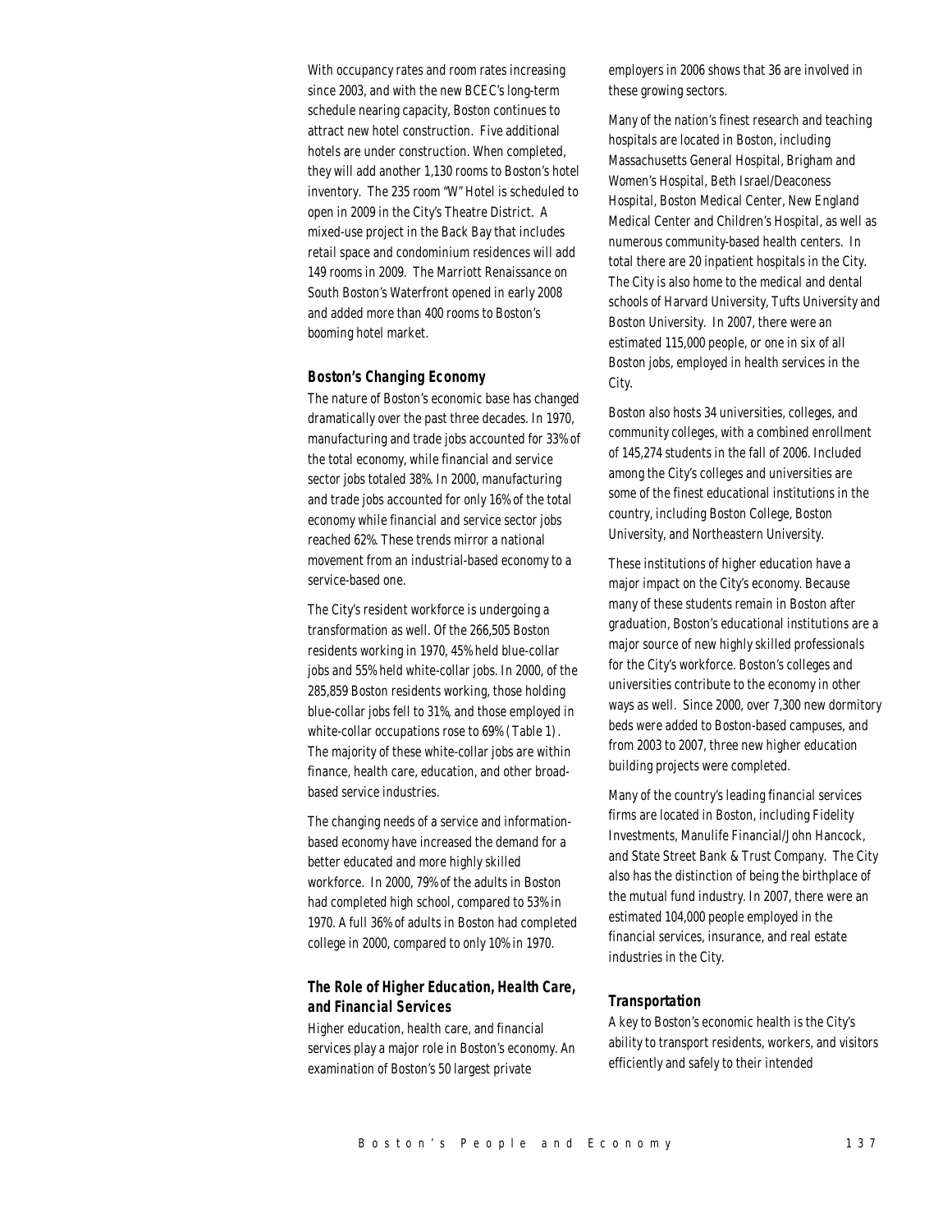With occupancy rates and room rates increasing since 2003, and with the new BCEC's long-term schedule nearing capacity, Boston continues to attract new hotel construction. Five additional hotels are under construction. When completed, they will add another 1,130 rooms to Boston's hotel inventory. The 235 room "W" Hotel is scheduled to open in 2009 in the City's Theatre District. A mixed-use project in the Back Bay that includes retail space and condominium residences will add 149 rooms in 2009. The Marriott Renaissance on South Boston's Waterfront opened in early 2008 and added more than 400 rooms to Boston's booming hotel market.

### *Boston's Changing Economy*

The nature of Boston's economic base has changed dramatically over the past three decades. In 1970, manufacturing and trade jobs accounted for 33% of the total economy, while financial and service sector jobs totaled 38%. In 2000, manufacturing and trade jobs accounted for only 16% of the total economy while financial and service sector jobs reached 62%. These trends mirror a national movement from an industrial-based economy to a service-based one.

The City's resident workforce is undergoing a transformation as well. Of the 266,505 Boston residents working in 1970, 45% held blue-collar jobs and 55% held white-collar jobs. In 2000, of the 285,859 Boston residents working, those holding blue-collar jobs fell to 31%, and those employed in white-collar occupations rose to 69% (Table 1). The majority of these white-collar jobs are within finance, health care, education, and other broad-based service industries.

The changing needs of a service and information-based economy have increased the demand for a better educated and more highly skilled workforce. In 2000, 79% of the adults in Boston had completed high school, compared to 53% in 1970. A full 36% of adults in Boston had completed college in 2000, compared to only 10% in 1970.

### *The Role of Higher Education, Health Care, and Financial Services*

Higher education, health care, and financial services play a major role in Boston's economy. An examination of Boston's 50 largest private employers in 2006 shows that 36 are involved in these growing sectors.

Many of the nation's finest research and teaching hospitals are located in Boston, including Massachusetts General Hospital, Brigham and Women's Hospital, Beth Israel/Deaconess Hospital, Boston Medical Center, New England Medical Center and Children's Hospital, as well as numerous community-based health centers. In total there are 20 inpatient hospitals in the City. The City is also home to the medical and dental schools of Harvard University, Tufts University and Boston University. In 2007, there were an estimated 115,000 people, or one in six of all Boston jobs, employed in health services in the City.

Boston also hosts 34 universities, colleges, and community colleges, with a combined enrollment of 145,274 students in the fall of 2006. Included among the City's colleges and universities are some of the finest educational institutions in the country, including Boston College, Boston University, and Northeastern University.

These institutions of higher education have a major impact on the City's economy. Because many of these students remain in Boston after graduation, Boston's educational institutions are a major source of new highly skilled professionals for the City's workforce. Boston's colleges and universities contribute to the economy in other ways as well. Since 2000, over 7,300 new dormitory beds were added to Boston-based campuses, and from 2003 to 2007, three new higher education building projects were completed.

Many of the country's leading financial services firms are located in Boston, including Fidelity Investments, Manulife Financial/John Hancock, and State Street Bank & Trust Company. The City also has the distinction of being the birthplace of the mutual fund industry. In 2007, there were an estimated 104,000 people employed in the financial services, insurance, and real estate industries in the City.

### *Transportation*

A key to Boston's economic health is the City's ability to transport residents, workers, and visitors efficiently and safely to their intended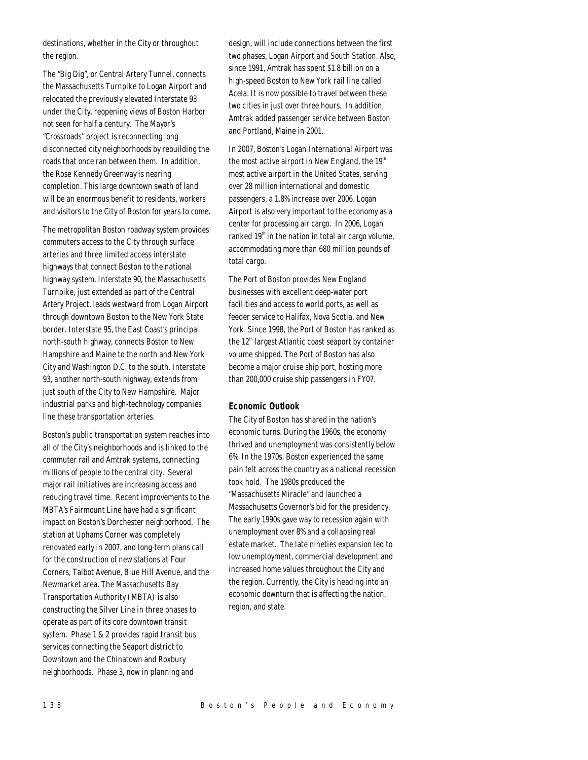destinations, whether in the City or throughout the region.

The "Big Dig", or Central Artery Tunnel, connects the Massachusetts Turnpike to Logan Airport and relocated the previously elevated Interstate 93 under the City, reopening views of Boston Harbor not seen for half a century. The Mayor's "Crossroads" project is reconnecting long disconnected city neighborhoods by rebuilding the roads that once ran between them. In addition, the Rose Kennedy Greenway is nearing completion. This large downtown swath of land will be an enormous benefit to residents, workers and visitors to the City of Boston for years to come.

The metropolitan Boston roadway system provides commuters access to the City through surface arteries and three limited access interstate highways that connect Boston to the national highway system. Interstate 90, the Massachusetts Turnpike, just extended as part of the Central Artery Project, leads westward from Logan Airport through downtown Boston to the New York State border. Interstate 95, the East Coast's principal north-south highway, connects Boston to New Hampshire and Maine to the north and New York City and Washington D.C. to the south. Interstate 93, another north-south highway, extends from just south of the City to New Hampshire. Major industrial parks and high-technology companies line these transportation arteries.

Boston's public transportation system reaches into all of the City's neighborhoods and is linked to the commuter rail and Amtrak systems, connecting millions of people to the central city. Several major rail initiatives are increasing access and reducing travel time. Recent improvements to the MBTA's Fairmount Line have had a significant impact on Boston's Dorchester neighborhood. The station at Uphams Corner was completely renovated early in 2007, and long-term plans call for the construction of new stations at Four Corners, Talbot Avenue, Blue Hill Avenue, and the Newmarket area. The Massachusetts Bay Transportation Authority (MBTA) is also constructing the Silver Line in three phases to operate as part of its core downtown transit system. Phase 1 & 2 provides rapid transit bus services connecting the Seaport district to Downtown and the Chinatown and Roxbury neighborhoods. Phase 3, now in planning and design, will include connections between the first two phases, Logan Airport and South Station. Also, since 1991, Amtrak has spent $1.8 billion on a high-speed Boston to New York rail line called Acela. It is now possible to travel between these two cities in just over three hours. In addition, Amtrak added passenger service between Boston and Portland, Maine in 2001.

In 2007, Boston's Logan International Airport was the most active airport in New England, the 19th most active airport in the United States, serving over 28 million international and domestic passengers, a 1.8% increase over 2006. Logan Airport is also very important to the economy as a center for processing air cargo. In 2006, Logan ranked 19th in the nation in total air cargo volume, accommodating more than 680 million pounds of total cargo.

The Port of Boston provides New England businesses with excellent deep-water port facilities and access to world ports, as well as feeder service to Halifax, Nova Scotia, and New York. Since 1998, the Port of Boston has ranked as the 12th largest Atlantic coast seaport by container volume shipped. The Port of Boston has also become a major cruise ship port, hosting more than 200,000 cruise ship passengers in FY07.

### Economic Outlook

The City of Boston has shared in the nation's economic turns. During the 1960s, the economy thrived and unemployment was consistently below 6%. In the 1970s, Boston experienced the same pain felt across the country as a national recession took hold. The 1980s produced the "Massachusetts Miracle" and launched a Massachusetts Governor's bid for the presidency. The early 1990s gave way to recession again with unemployment over 8% and a collapsing real estate market. The late nineties expansion led to low unemployment, commercial development and increased home values throughout the City and the region. Currently, the City is heading into an economic downturn that is affecting the nation, region, and state.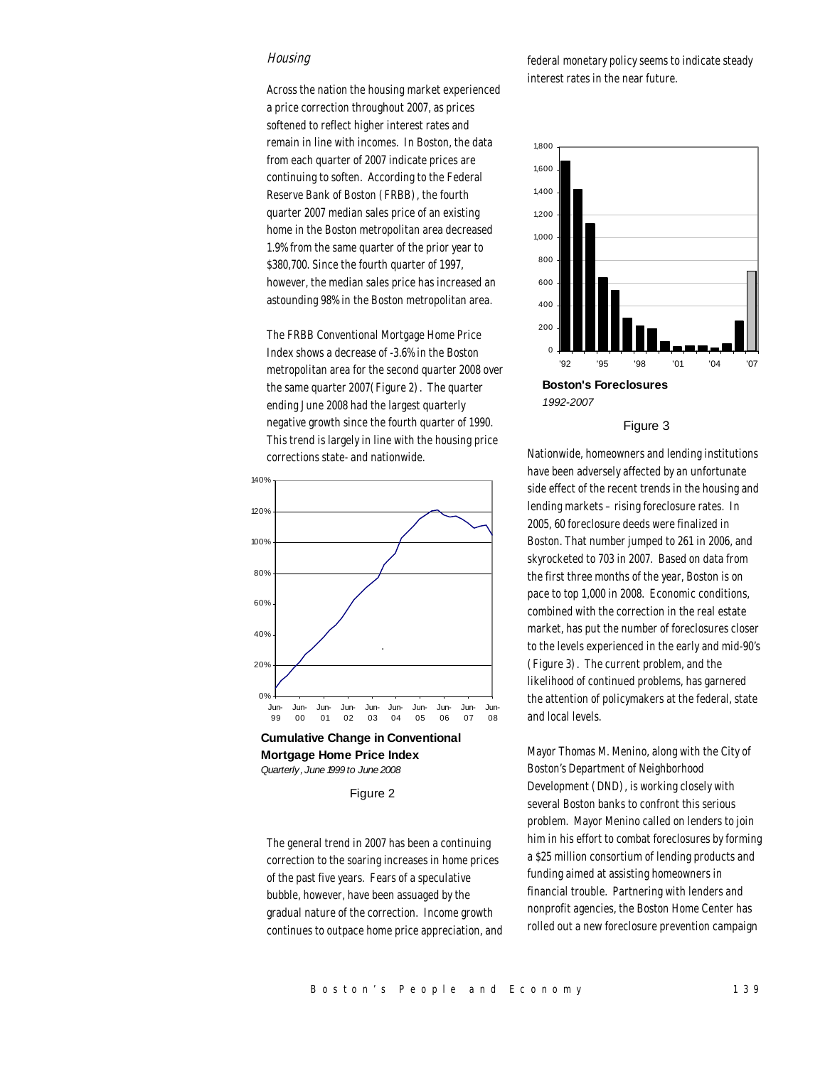### *Housing*

Across the nation the housing market experienced a price correction throughout 2007, as prices softened to reflect higher interest rates and remain in line with incomes. In Boston, the data from each quarter of 2007 indicate prices are continuing to soften. According to the Federal Reserve Bank of Boston (FRBB), the fourth quarter 2007 median sales price of an existing home in the Boston metropolitan area decreased 1.9% from the same quarter of the prior year to $380,700. Since the fourth quarter of 1997, however, the median sales price has increased an astounding 98% in the Boston metropolitan area.

The FRBB Conventional Mortgage Home Price Index shows a decrease of -3.6% in the Boston metropolitan area for the second quarter 2008 over the same quarter 2007(Figure 2). The quarter ending June 2008 had the largest quarterly negative growth since the fourth quarter of 1990. This trend is largely in line with the housing price corrections state- and nationwide.

**Cumulative Change in Conventional Mortgage Home Price Index**
*Quarterly, June 1999 to June 2008*

Figure 2

The general trend in 2007 has been a continuing correction to the soaring increases in home prices of the past five years. Fears of a speculative bubble, however, have been assuaged by the gradual nature of the correction. Income growth continues to outpace home price appreciation, and federal monetary policy seems to indicate steady interest rates in the near future.

**Boston's Foreclosures**
*1992-2007*

Figure 3

Nationwide, homeowners and lending institutions have been adversely affected by an unfortunate side effect of the recent trends in the housing and lending markets – rising foreclosure rates. In 2005, 60 foreclosure deeds were finalized in Boston. That number jumped to 261 in 2006, and skyrocketed to 703 in 2007. Based on data from the first three months of the year, Boston is on pace to top 1,000 in 2008. Economic conditions, combined with the correction in the real estate market, has put the number of foreclosures closer to the levels experienced in the early and mid-90's (Figure 3). The current problem, and the likelihood of continued problems, has garnered the attention of policymakers at the federal, state and local levels.

Mayor Thomas M. Menino, along with the City of Boston's Department of Neighborhood Development (DND), is working closely with several Boston banks to confront this serious problem. Mayor Menino called on lenders to join him in his effort to combat foreclosures by forming a $25 million consortium of lending products and funding aimed at assisting homeowners in financial trouble. Partnering with lenders and nonprofit agencies, the Boston Home Center has rolled out a new foreclosure prevention campaign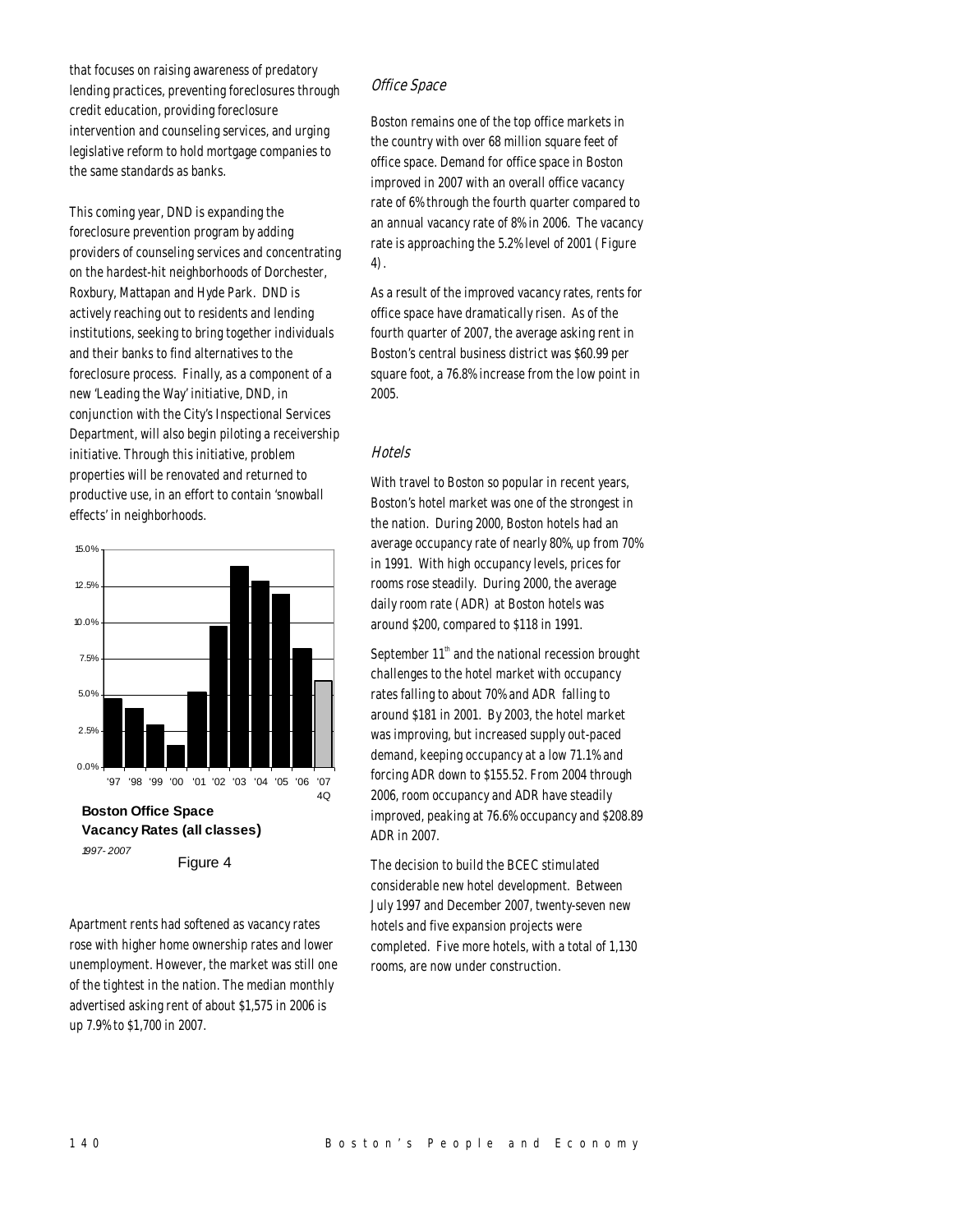that focuses on raising awareness of predatory lending practices, preventing foreclosures through credit education, providing foreclosure intervention and counseling services, and urging legislative reform to hold mortgage companies to the same standards as banks.

This coming year, DND is expanding the foreclosure prevention program by adding providers of counseling services and concentrating on the hardest-hit neighborhoods of Dorchester, Roxbury, Mattapan and Hyde Park. DND is actively reaching out to residents and lending institutions, seeking to bring together individuals and their banks to find alternatives to the foreclosure process. Finally, as a component of a new 'Leading the Way' initiative, DND, in conjunction with the City's Inspectional Services Department, will also begin piloting a receivership initiative. Through this initiative, problem properties will be renovated and returned to productive use, in an effort to contain 'snowball effects' in neighborhoods.

**Boston Office Space Vacancy Rates (all classes)**

*1997-2007*

Figure 4

Apartment rents had softened as vacancy rates rose with higher home ownership rates and lower unemployment. However, the market was still one of the tightest in the nation. The median monthly advertised asking rent of about $1,575 in 2006 is up 7.9% to $1,700 in 2007.

### *Office Space*

Boston remains one of the top office markets in the country with over 68 million square feet of office space. Demand for office space in Boston improved in 2007 with an overall office vacancy rate of 6% through the fourth quarter compared to an annual vacancy rate of 8% in 2006. The vacancy rate is approaching the 5.2% level of 2001 (Figure 4).

As a result of the improved vacancy rates, rents for office space have dramatically risen. As of the fourth quarter of 2007, the average asking rent in Boston's central business district was $60.99 per square foot, a 76.8% increase from the low point in 2005.

### *Hotels*

With travel to Boston so popular in recent years, Boston's hotel market was one of the strongest in the nation. During 2000, Boston hotels had an average occupancy rate of nearly 80%, up from 70% in 1991. With high occupancy levels, prices for rooms rose steadily. During 2000, the average daily room rate (ADR) at Boston hotels was around $200, compared to $118 in 1991.

September 11th and the national recession brought challenges to the hotel market with occupancy rates falling to about 70% and ADR falling to around $181 in 2001. By 2003, the hotel market was improving, but increased supply out-paced demand, keeping occupancy at a low 71.1% and forcing ADR down to $155.52. From 2004 through 2006, room occupancy and ADR have steadily improved, peaking at 76.6% occupancy and $208.89 ADR in 2007.

The decision to build the BCEC stimulated considerable new hotel development. Between July 1997 and December 2007, twenty-seven new hotels and five expansion projects were completed. Five more hotels, with a total of 1,130 rooms, are now under construction.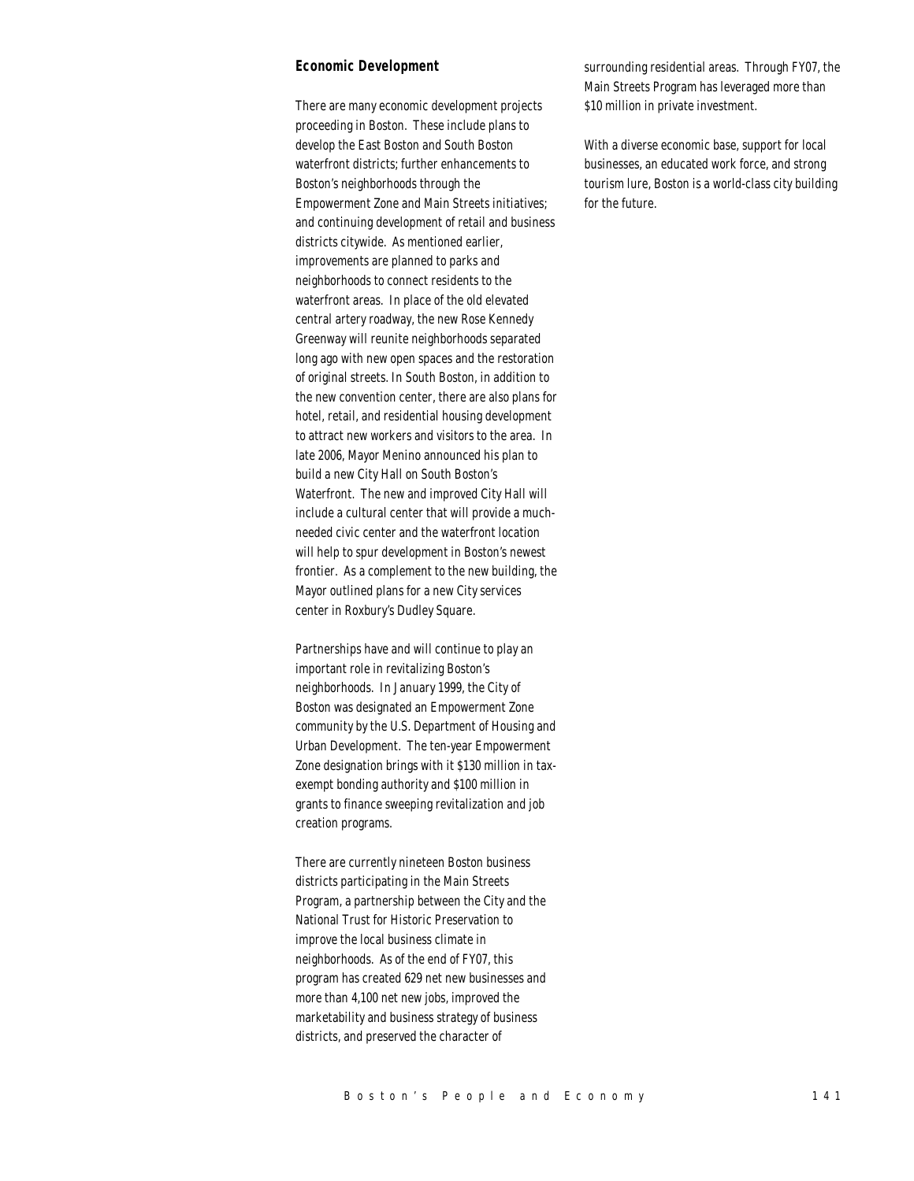### Economic Development

There are many economic development projects proceeding in Boston. These include plans to develop the East Boston and South Boston waterfront districts; further enhancements to Boston's neighborhoods through the Empowerment Zone and Main Streets initiatives; and continuing development of retail and business districts citywide. As mentioned earlier, improvements are planned to parks and neighborhoods to connect residents to the waterfront areas. In place of the old elevated central artery roadway, the new Rose Kennedy Greenway will reunite neighborhoods separated long ago with new open spaces and the restoration of original streets. In South Boston, in addition to the new convention center, there are also plans for hotel, retail, and residential housing development to attract new workers and visitors to the area. In late 2006, Mayor Menino announced his plan to build a new City Hall on South Boston's Waterfront. The new and improved City Hall will include a cultural center that will provide a much-needed civic center and the waterfront location will help to spur development in Boston's newest frontier. As a complement to the new building, the Mayor outlined plans for a new City services center in Roxbury's Dudley Square.

Partnerships have and will continue to play an important role in revitalizing Boston's neighborhoods. In January 1999, the City of Boston was designated an Empowerment Zone community by the U.S. Department of Housing and Urban Development. The ten-year Empowerment Zone designation brings with it $130 million in tax-exempt bonding authority and $100 million in grants to finance sweeping revitalization and job creation programs.

There are currently nineteen Boston business districts participating in the Main Streets Program, a partnership between the City and the National Trust for Historic Preservation to improve the local business climate in neighborhoods. As of the end of FY07, this program has created 629 net new businesses and more than 4,100 net new jobs, improved the marketability and business strategy of business districts, and preserved the character of surrounding residential areas. Through FY07, the Main Streets Program has leveraged more than $10 million in private investment.

With a diverse economic base, support for local businesses, an educated work force, and strong tourism lure, Boston is a world-class city building for the future.